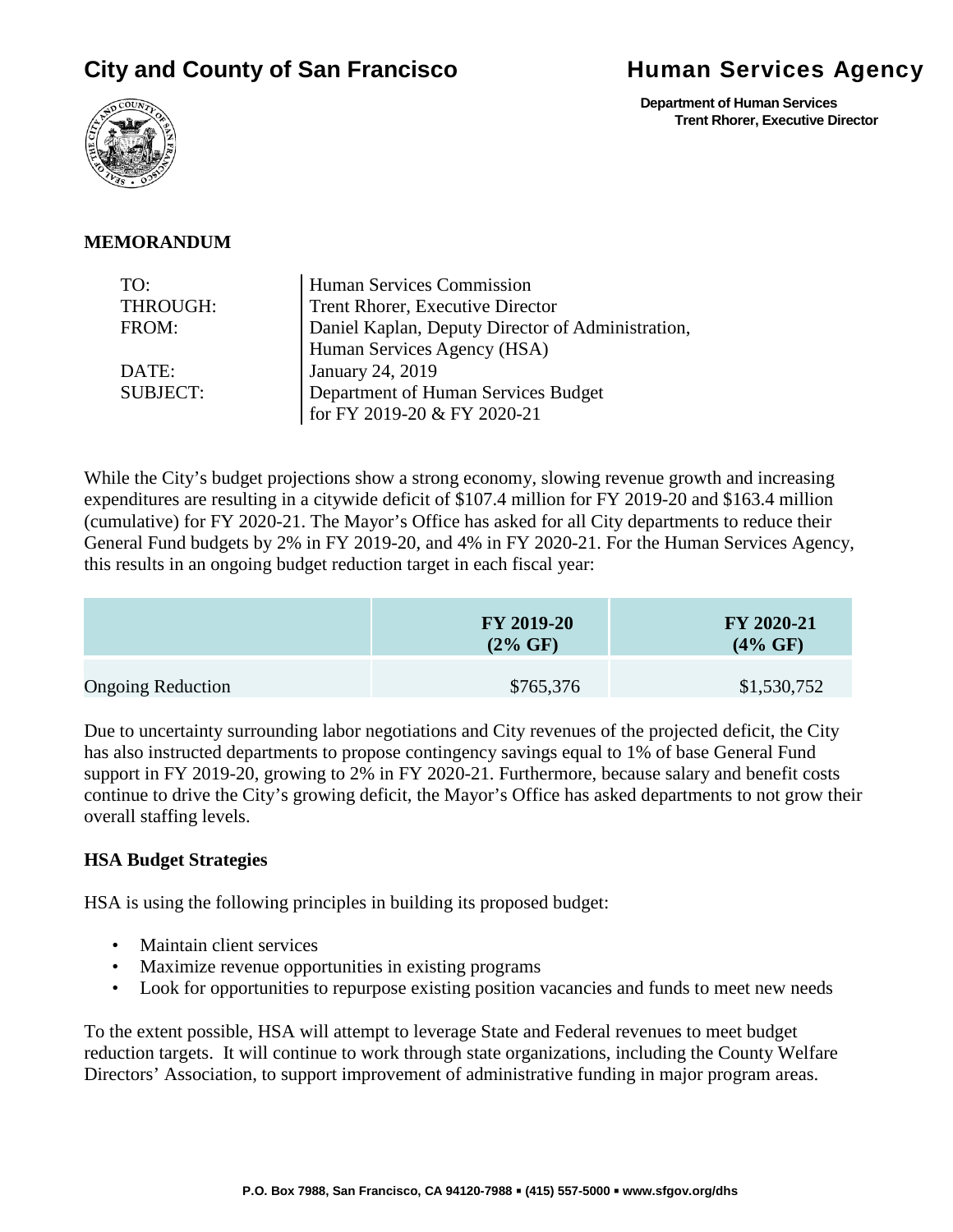**City and County of San Francisco**

**Human Services Agency**

**Department of Human Services**
**Trent Rhorer, Executive Director**

**MEMORANDUM**

| | |
|---|---|
| TO: | Human Services Commission |
| THROUGH: | Trent Rhorer, Executive Director |
| FROM: | Daniel Kaplan, Deputy Director of Administration, Human Services Agency (HSA) |
| DATE: | January 24, 2019 |
| SUBJECT: | Department of Human Services Budget for FY 2019-20 & FY 2020-21 |

While the City's budget projections show a strong economy, slowing revenue growth and increasing expenditures are resulting in a citywide deficit of $107.4 million for FY 2019-20 and $163.4 million (cumulative) for FY 2020-21. The Mayor's Office has asked for all City departments to reduce their General Fund budgets by 2% in FY 2019-20, and 4% in FY 2020-21. For the Human Services Agency, this results in an ongoing budget reduction target in each fiscal year:

| | FY 2019-20 (2% GF) | FY 2020-21 (4% GF) |
|---|---|---|
| Ongoing Reduction | $765,376 | $1,530,752 |

Due to uncertainty surrounding labor negotiations and City revenues of the projected deficit, the City has also instructed departments to propose contingency savings equal to 1% of base General Fund support in FY 2019-20, growing to 2% in FY 2020-21. Furthermore, because salary and benefit costs continue to drive the City's growing deficit, the Mayor's Office has asked departments to not grow their overall staffing levels.

**HSA Budget Strategies**

HSA is using the following principles in building its proposed budget:

- Maintain client services
- Maximize revenue opportunities in existing programs
- Look for opportunities to repurpose existing position vacancies and funds to meet new needs

To the extent possible, HSA will attempt to leverage State and Federal revenues to meet budget reduction targets. It will continue to work through state organizations, including the County Welfare Directors' Association, to support improvement of administrative funding in major program areas.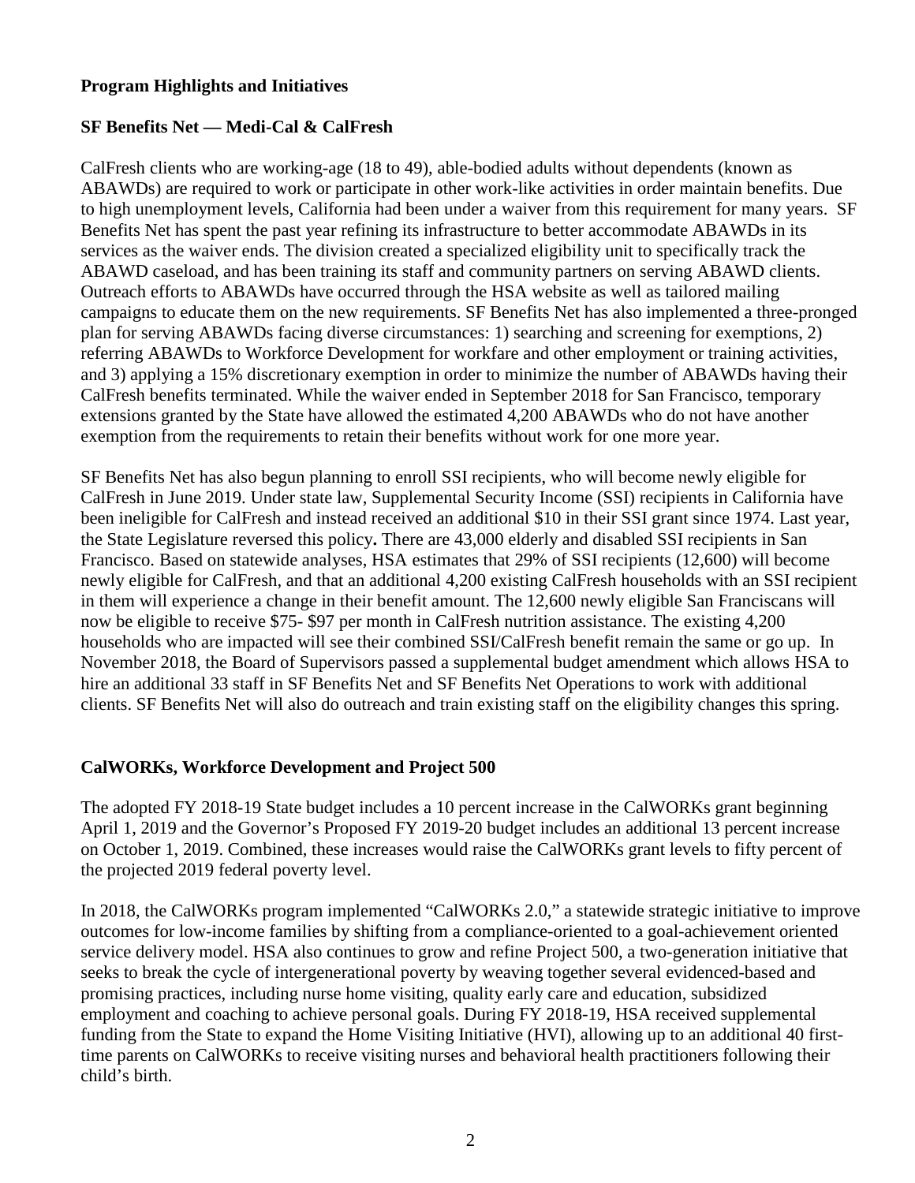**Program Highlights and Initiatives**

**SF Benefits Net — Medi-Cal & CalFresh**

CalFresh clients who are working-age (18 to 49), able-bodied adults without dependents (known as ABAWDs) are required to work or participate in other work-like activities in order maintain benefits. Due to high unemployment levels, California had been under a waiver from this requirement for many years. SF Benefits Net has spent the past year refining its infrastructure to better accommodate ABAWDs in its services as the waiver ends. The division created a specialized eligibility unit to specifically track the ABAWD caseload, and has been training its staff and community partners on serving ABAWD clients. Outreach efforts to ABAWDs have occurred through the HSA website as well as tailored mailing campaigns to educate them on the new requirements. SF Benefits Net has also implemented a three-pronged plan for serving ABAWDs facing diverse circumstances: 1) searching and screening for exemptions, 2) referring ABAWDs to Workforce Development for workfare and other employment or training activities, and 3) applying a 15% discretionary exemption in order to minimize the number of ABAWDs having their CalFresh benefits terminated. While the waiver ended in September 2018 for San Francisco, temporary extensions granted by the State have allowed the estimated 4,200 ABAWDs who do not have another exemption from the requirements to retain their benefits without work for one more year.

SF Benefits Net has also begun planning to enroll SSI recipients, who will become newly eligible for CalFresh in June 2019. Under state law, Supplemental Security Income (SSI) recipients in California have been ineligible for CalFresh and instead received an additional $10 in their SSI grant since 1974. Last year, the State Legislature reversed this policy**.** There are 43,000 elderly and disabled SSI recipients in San Francisco. Based on statewide analyses, HSA estimates that 29% of SSI recipients (12,600) will become newly eligible for CalFresh, and that an additional 4,200 existing CalFresh households with an SSI recipient in them will experience a change in their benefit amount. The 12,600 newly eligible San Franciscans will now be eligible to receive $75- $97 per month in CalFresh nutrition assistance. The existing 4,200 households who are impacted will see their combined SSI/CalFresh benefit remain the same or go up. In November 2018, the Board of Supervisors passed a supplemental budget amendment which allows HSA to hire an additional 33 staff in SF Benefits Net and SF Benefits Net Operations to work with additional clients. SF Benefits Net will also do outreach and train existing staff on the eligibility changes this spring.

**CalWORKs, Workforce Development and Project 500**

The adopted FY 2018-19 State budget includes a 10 percent increase in the CalWORKs grant beginning April 1, 2019 and the Governor's Proposed FY 2019-20 budget includes an additional 13 percent increase on October 1, 2019. Combined, these increases would raise the CalWORKs grant levels to fifty percent of the projected 2019 federal poverty level.

In 2018, the CalWORKs program implemented "CalWORKs 2.0," a statewide strategic initiative to improve outcomes for low-income families by shifting from a compliance-oriented to a goal-achievement oriented service delivery model. HSA also continues to grow and refine Project 500, a two-generation initiative that seeks to break the cycle of intergenerational poverty by weaving together several evidenced-based and promising practices, including nurse home visiting, quality early care and education, subsidized employment and coaching to achieve personal goals. During FY 2018-19, HSA received supplemental funding from the State to expand the Home Visiting Initiative (HVI), allowing up to an additional 40 first-time parents on CalWORKs to receive visiting nurses and behavioral health practitioners following their child's birth.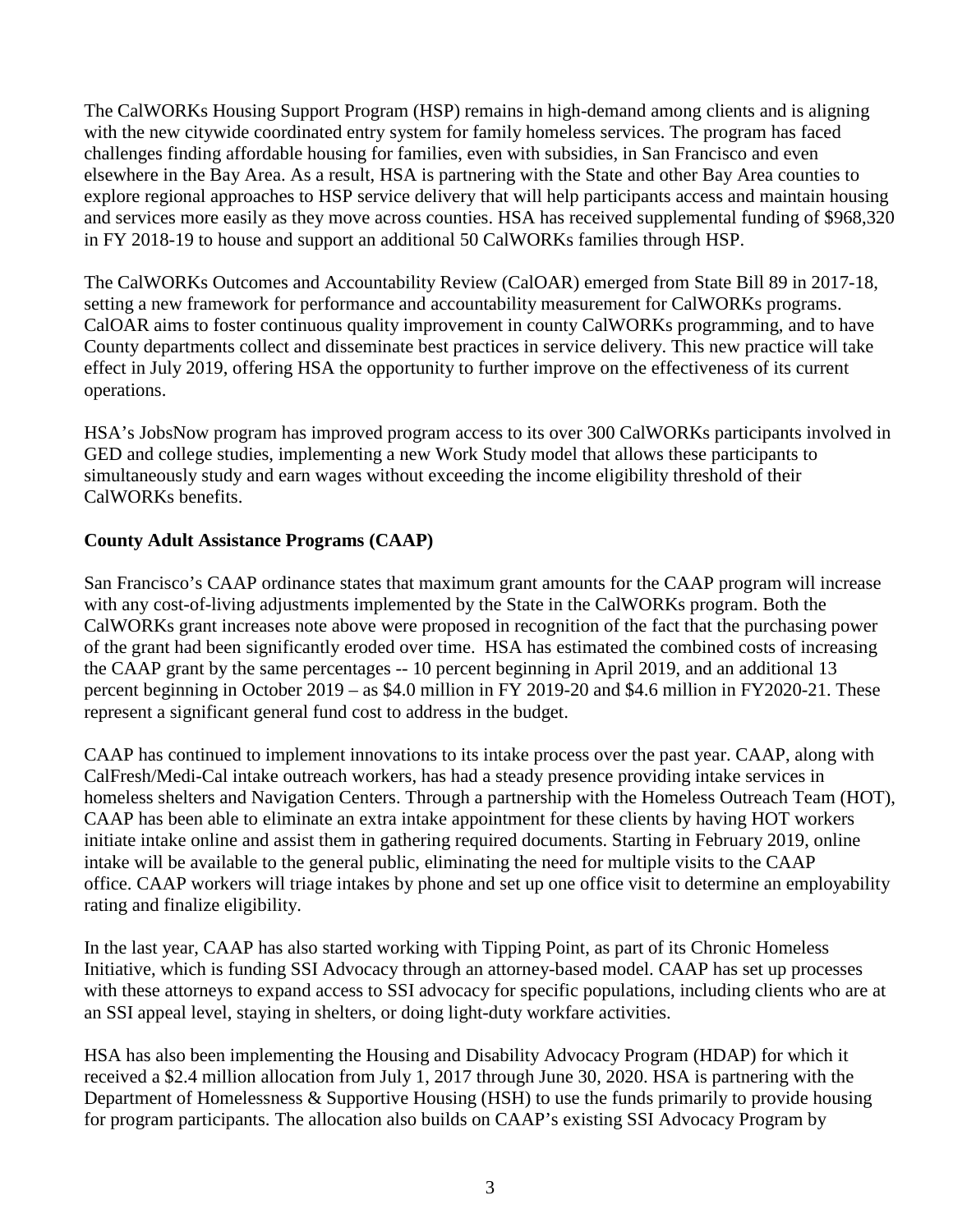The CalWORKs Housing Support Program (HSP) remains in high-demand among clients and is aligning with the new citywide coordinated entry system for family homeless services. The program has faced challenges finding affordable housing for families, even with subsidies, in San Francisco and even elsewhere in the Bay Area. As a result, HSA is partnering with the State and other Bay Area counties to explore regional approaches to HSP service delivery that will help participants access and maintain housing and services more easily as they move across counties. HSA has received supplemental funding of $968,320 in FY 2018-19 to house and support an additional 50 CalWORKs families through HSP.

The CalWORKs Outcomes and Accountability Review (CalOAR) emerged from State Bill 89 in 2017-18, setting a new framework for performance and accountability measurement for CalWORKs programs. CalOAR aims to foster continuous quality improvement in county CalWORKs programming, and to have County departments collect and disseminate best practices in service delivery. This new practice will take effect in July 2019, offering HSA the opportunity to further improve on the effectiveness of its current operations.

HSA's JobsNow program has improved program access to its over 300 CalWORKs participants involved in GED and college studies, implementing a new Work Study model that allows these participants to simultaneously study and earn wages without exceeding the income eligibility threshold of their CalWORKs benefits.

**County Adult Assistance Programs (CAAP)**

San Francisco's CAAP ordinance states that maximum grant amounts for the CAAP program will increase with any cost-of-living adjustments implemented by the State in the CalWORKs program. Both the CalWORKs grant increases note above were proposed in recognition of the fact that the purchasing power of the grant had been significantly eroded over time. HSA has estimated the combined costs of increasing the CAAP grant by the same percentages -- 10 percent beginning in April 2019, and an additional 13 percent beginning in October 2019 – as $4.0 million in FY 2019-20 and $4.6 million in FY2020-21. These represent a significant general fund cost to address in the budget.

CAAP has continued to implement innovations to its intake process over the past year. CAAP, along with CalFresh/Medi-Cal intake outreach workers, has had a steady presence providing intake services in homeless shelters and Navigation Centers. Through a partnership with the Homeless Outreach Team (HOT), CAAP has been able to eliminate an extra intake appointment for these clients by having HOT workers initiate intake online and assist them in gathering required documents. Starting in February 2019, online intake will be available to the general public, eliminating the need for multiple visits to the CAAP office. CAAP workers will triage intakes by phone and set up one office visit to determine an employability rating and finalize eligibility.

In the last year, CAAP has also started working with Tipping Point, as part of its Chronic Homeless Initiative, which is funding SSI Advocacy through an attorney-based model. CAAP has set up processes with these attorneys to expand access to SSI advocacy for specific populations, including clients who are at an SSI appeal level, staying in shelters, or doing light-duty workfare activities.

HSA has also been implementing the Housing and Disability Advocacy Program (HDAP) for which it received a $2.4 million allocation from July 1, 2017 through June 30, 2020. HSA is partnering with the Department of Homelessness & Supportive Housing (HSH) to use the funds primarily to provide housing for program participants. The allocation also builds on CAAP's existing SSI Advocacy Program by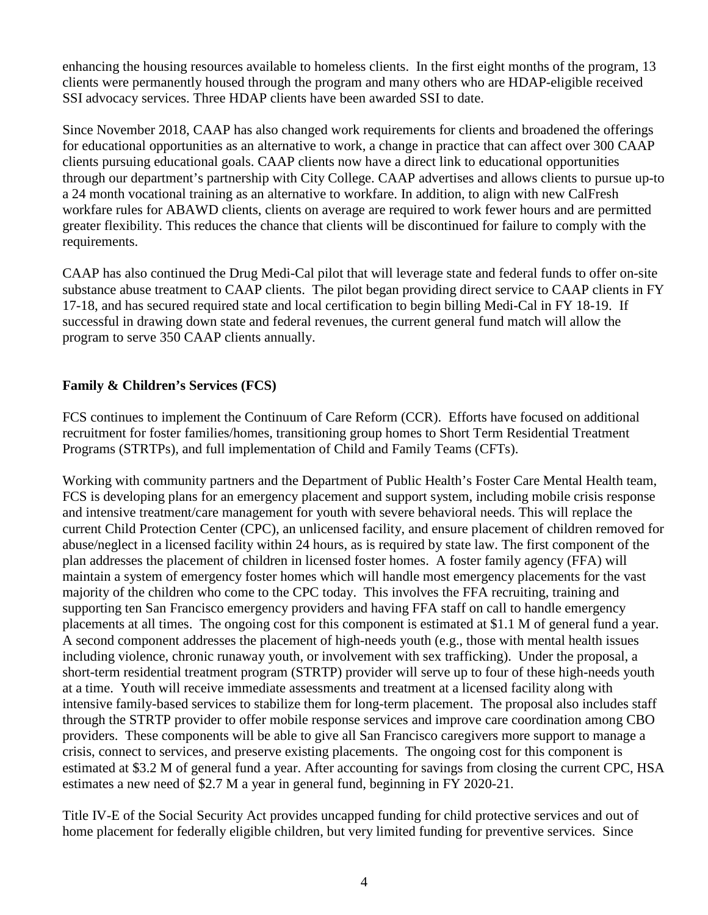enhancing the housing resources available to homeless clients. In the first eight months of the program, 13 clients were permanently housed through the program and many others who are HDAP-eligible received SSI advocacy services. Three HDAP clients have been awarded SSI to date.

Since November 2018, CAAP has also changed work requirements for clients and broadened the offerings for educational opportunities as an alternative to work, a change in practice that can affect over 300 CAAP clients pursuing educational goals. CAAP clients now have a direct link to educational opportunities through our department's partnership with City College. CAAP advertises and allows clients to pursue up-to a 24 month vocational training as an alternative to workfare. In addition, to align with new CalFresh workfare rules for ABAWD clients, clients on average are required to work fewer hours and are permitted greater flexibility. This reduces the chance that clients will be discontinued for failure to comply with the requirements.

CAAP has also continued the Drug Medi-Cal pilot that will leverage state and federal funds to offer on-site substance abuse treatment to CAAP clients. The pilot began providing direct service to CAAP clients in FY 17-18, and has secured required state and local certification to begin billing Medi-Cal in FY 18-19. If successful in drawing down state and federal revenues, the current general fund match will allow the program to serve 350 CAAP clients annually.

**Family & Children's Services (FCS)**

FCS continues to implement the Continuum of Care Reform (CCR). Efforts have focused on additional recruitment for foster families/homes, transitioning group homes to Short Term Residential Treatment Programs (STRTPs), and full implementation of Child and Family Teams (CFTs).

Working with community partners and the Department of Public Health's Foster Care Mental Health team, FCS is developing plans for an emergency placement and support system, including mobile crisis response and intensive treatment/care management for youth with severe behavioral needs. This will replace the current Child Protection Center (CPC), an unlicensed facility, and ensure placement of children removed for abuse/neglect in a licensed facility within 24 hours, as is required by state law. The first component of the plan addresses the placement of children in licensed foster homes. A foster family agency (FFA) will maintain a system of emergency foster homes which will handle most emergency placements for the vast majority of the children who come to the CPC today. This involves the FFA recruiting, training and supporting ten San Francisco emergency providers and having FFA staff on call to handle emergency placements at all times. The ongoing cost for this component is estimated at \$1.1 M of general fund a year. A second component addresses the placement of high-needs youth (e.g., those with mental health issues including violence, chronic runaway youth, or involvement with sex trafficking). Under the proposal, a short-term residential treatment program (STRTP) provider will serve up to four of these high-needs youth at a time. Youth will receive immediate assessments and treatment at a licensed facility along with intensive family-based services to stabilize them for long-term placement. The proposal also includes staff through the STRTP provider to offer mobile response services and improve care coordination among CBO providers. These components will be able to give all San Francisco caregivers more support to manage a crisis, connect to services, and preserve existing placements. The ongoing cost for this component is estimated at \$3.2 M of general fund a year. After accounting for savings from closing the current CPC, HSA estimates a new need of \$2.7 M a year in general fund, beginning in FY 2020-21.

Title IV-E of the Social Security Act provides uncapped funding for child protective services and out of home placement for federally eligible children, but very limited funding for preventive services. Since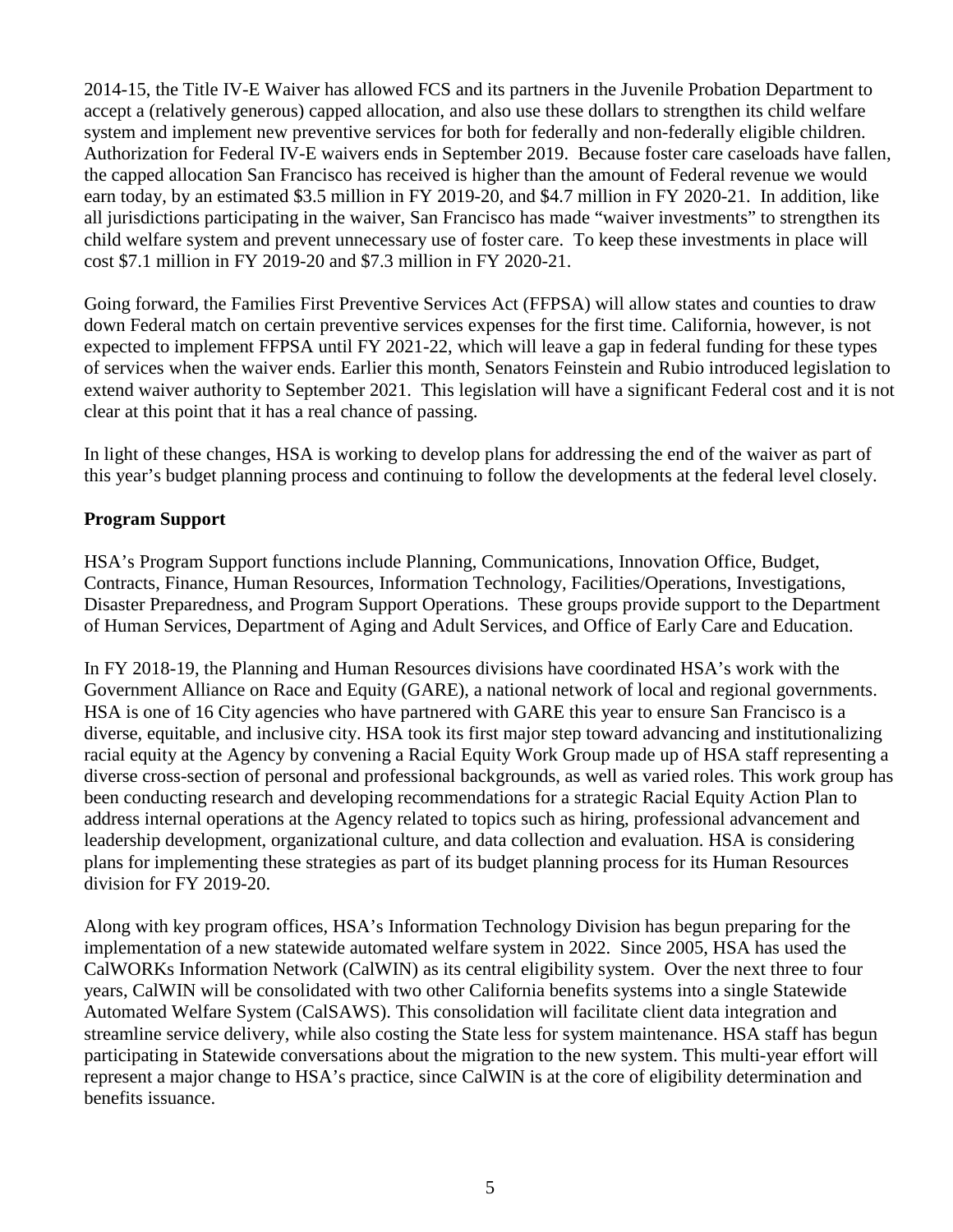2014-15, the Title IV-E Waiver has allowed FCS and its partners in the Juvenile Probation Department to accept a (relatively generous) capped allocation, and also use these dollars to strengthen its child welfare system and implement new preventive services for both for federally and non-federally eligible children. Authorization for Federal IV-E waivers ends in September 2019. Because foster care caseloads have fallen, the capped allocation San Francisco has received is higher than the amount of Federal revenue we would earn today, by an estimated $3.5 million in FY 2019-20, and $4.7 million in FY 2020-21. In addition, like all jurisdictions participating in the waiver, San Francisco has made "waiver investments" to strengthen its child welfare system and prevent unnecessary use of foster care. To keep these investments in place will cost $7.1 million in FY 2019-20 and $7.3 million in FY 2020-21.

Going forward, the Families First Preventive Services Act (FFPSA) will allow states and counties to draw down Federal match on certain preventive services expenses for the first time. California, however, is not expected to implement FFPSA until FY 2021-22, which will leave a gap in federal funding for these types of services when the waiver ends. Earlier this month, Senators Feinstein and Rubio introduced legislation to extend waiver authority to September 2021. This legislation will have a significant Federal cost and it is not clear at this point that it has a real chance of passing.

In light of these changes, HSA is working to develop plans for addressing the end of the waiver as part of this year's budget planning process and continuing to follow the developments at the federal level closely.

**Program Support**

HSA's Program Support functions include Planning, Communications, Innovation Office, Budget, Contracts, Finance, Human Resources, Information Technology, Facilities/Operations, Investigations, Disaster Preparedness, and Program Support Operations. These groups provide support to the Department of Human Services, Department of Aging and Adult Services, and Office of Early Care and Education.

In FY 2018-19, the Planning and Human Resources divisions have coordinated HSA's work with the Government Alliance on Race and Equity (GARE), a national network of local and regional governments. HSA is one of 16 City agencies who have partnered with GARE this year to ensure San Francisco is a diverse, equitable, and inclusive city. HSA took its first major step toward advancing and institutionalizing racial equity at the Agency by convening a Racial Equity Work Group made up of HSA staff representing a diverse cross-section of personal and professional backgrounds, as well as varied roles. This work group has been conducting research and developing recommendations for a strategic Racial Equity Action Plan to address internal operations at the Agency related to topics such as hiring, professional advancement and leadership development, organizational culture, and data collection and evaluation. HSA is considering plans for implementing these strategies as part of its budget planning process for its Human Resources division for FY 2019-20.

Along with key program offices, HSA's Information Technology Division has begun preparing for the implementation of a new statewide automated welfare system in 2022. Since 2005, HSA has used the CalWORKs Information Network (CalWIN) as its central eligibility system. Over the next three to four years, CalWIN will be consolidated with two other California benefits systems into a single Statewide Automated Welfare System (CalSAWS). This consolidation will facilitate client data integration and streamline service delivery, while also costing the State less for system maintenance. HSA staff has begun participating in Statewide conversations about the migration to the new system. This multi-year effort will represent a major change to HSA's practice, since CalWIN is at the core of eligibility determination and benefits issuance.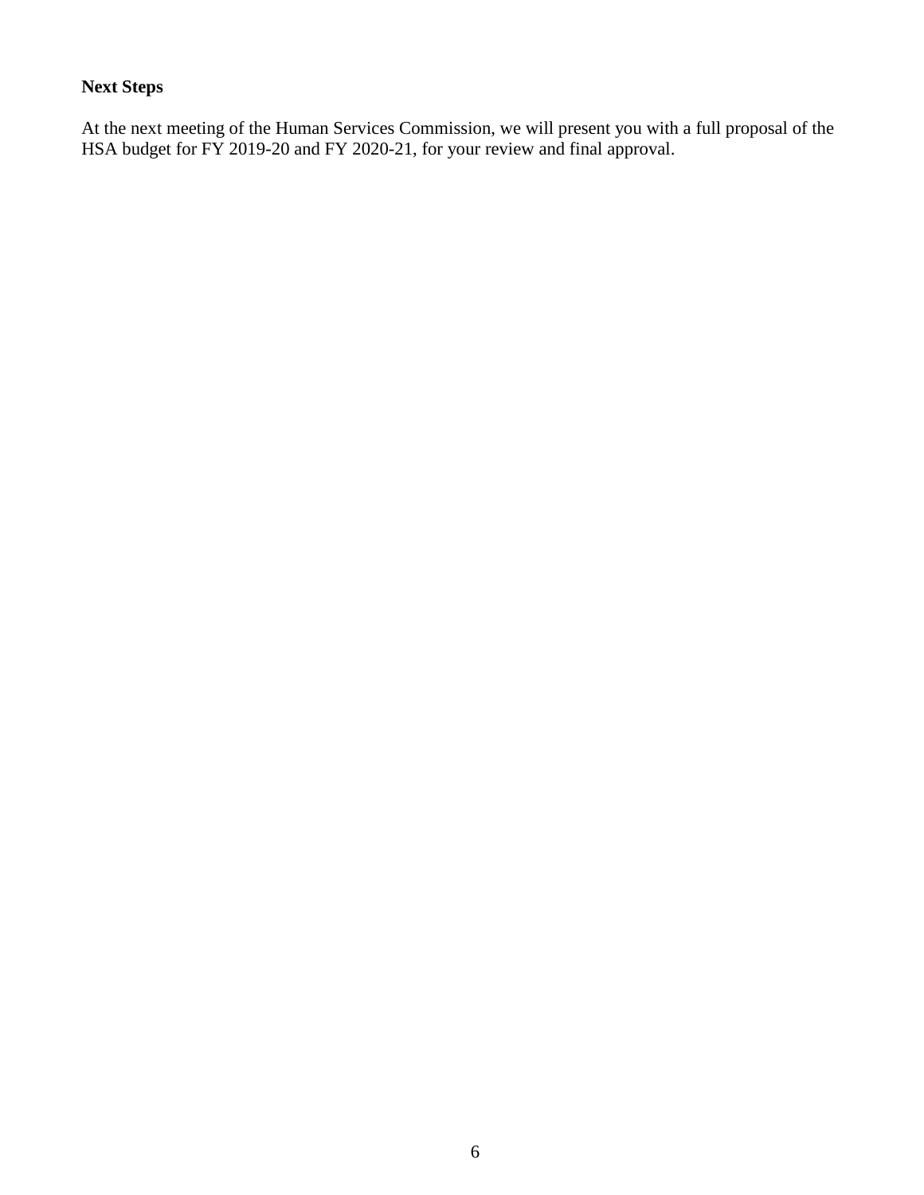**Next Steps**

At the next meeting of the Human Services Commission, we will present you with a full proposal of the HSA budget for FY 2019-20 and FY 2020-21, for your review and final approval.